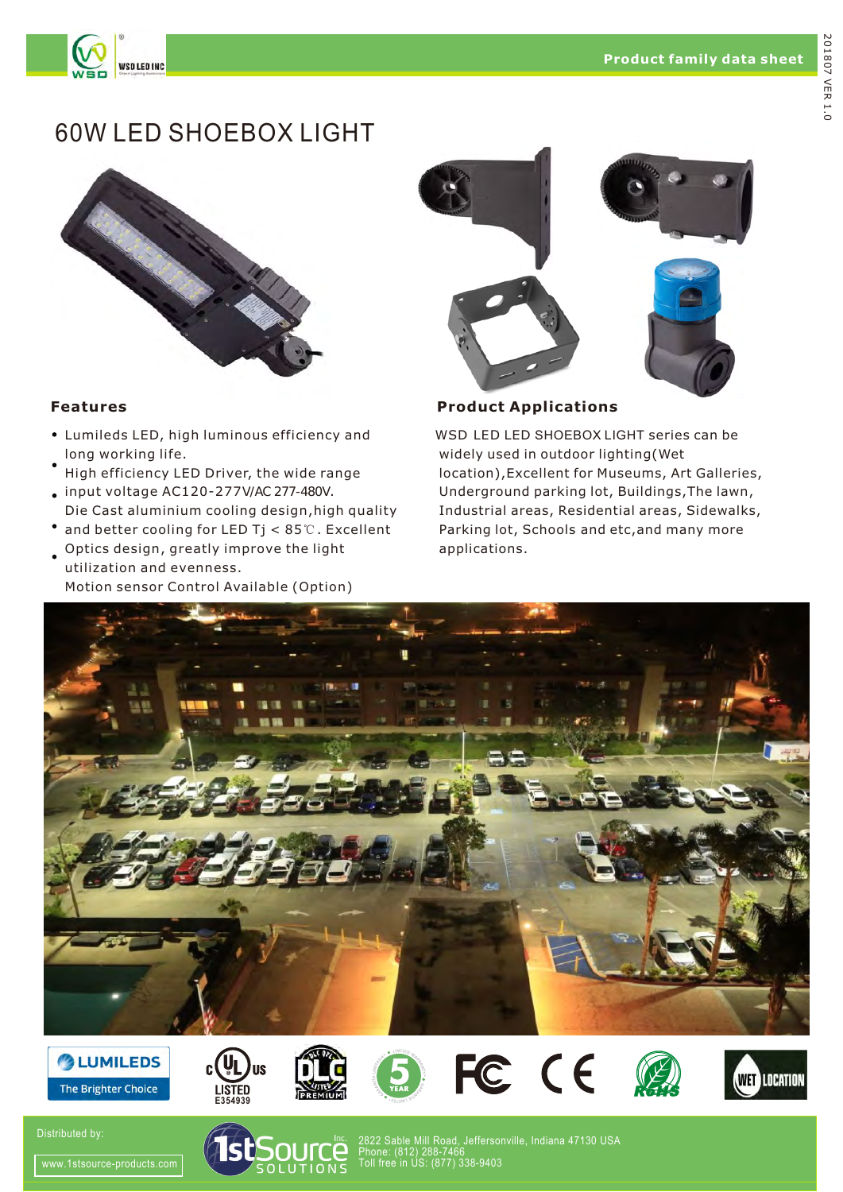# 60W LED SHOEBOX LIGHT

## Features

- Lumileds LED, high luminous efficiency and long working life.
- High efficiency LED Driver, the wide range input voltage AC120-277V/AC 277-480V.
- Die Cast aluminium cooling design,high quality and better cooling for LED Tj < 85℃. Excellent
- Optics design, greatly improve the light utilization and evenness.
- Motion sensor Control Available (Option)

## Product Applications

WSD LED LED SHOEBOX LIGHT series can be widely used in outdoor lighting(Wet location),Excellent for Museums, Art Galleries, Underground parking lot, Buildings,The lawn, Industrial areas, Residential areas, Sidewalks, Parking lot, Schools and etc,and many more applications.

LUMILEDS The Brighter Choice | c UL us LISTED E354939 | DLC Listed Premium | 5 Year | FC | CE | RoHS | WET LOCATION

Distributed by:

www.1stsource-products.com

1stSource SOLUTIONS Inc.

2822 Sable Mill Road, Jeffersonville, Indiana 47130 USA
Phone: (812) 288-7466
Toll free in US: (877) 338-9403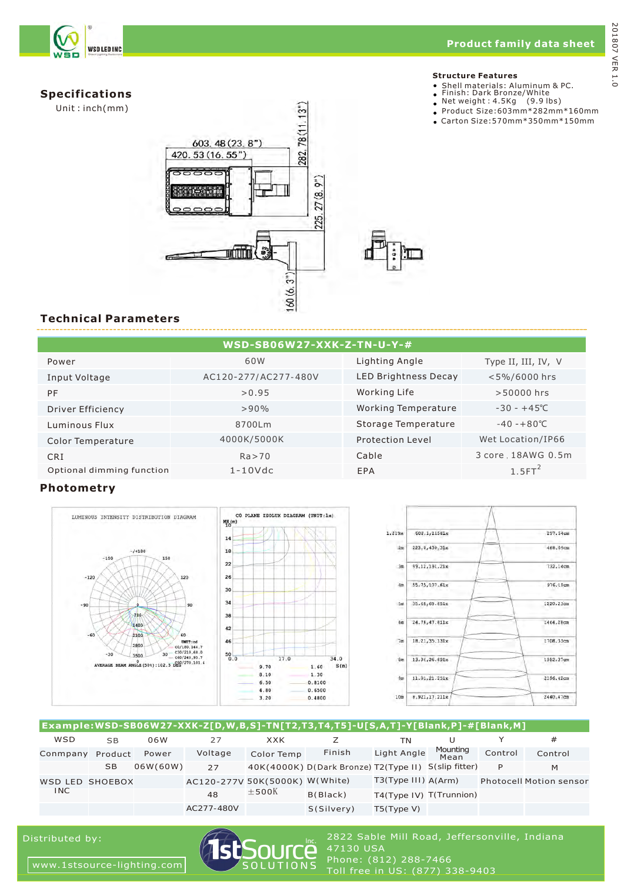Product family data sheet

201807 VER 1.0

## Specifications

Unit : inch(mm)

603. 48 (23. 8")
420. 53 (16. 55")
282. 78 (11. 13")
225. 27 (8. 9")
160 (6. 3")

### Structure Features

- Shell materials: Aluminum & PC.
- Finish: Dark Bronze/White
- Net weight : 4.5Kg (9.9 lbs)
- Product Size:603mm*282mm*160mm
- Carton Size:570mm*350mm*150mm

## Technical Parameters

| WSD-SB06W27-XXK-Z-TN-U-Y-# | | | |
|---|---|---|---|
| Power | 60W | Lighting Angle | Type II, III, IV, V |
| Input Voltage | AC120-277/AC277-480V | LED Brightness Decay | <5%/6000 hrs |
| PF | >0.95 | Working Life | >50000 hrs |
| Driver Efficiency | >90% | Working Temperature | -30 - +45℃ |
| Luminous Flux | 8700Lm | Storage Temperature | -40 -+80℃ |
| Color Temperature | 4000K/5000K | Protection Level | Wet Location/IP66 |
| CRI | Ra>70 | Cable | 3 core , 18AWG 0.5m |
| Optional dimming function | 1-10Vdc | EPA | $1.5FT^2$ |

## Photometry

LUMINOUS INTENSITY DISTRIBUTION DIAGRAM

AVERAGE BEAM ANGLE (50%):102.5 DEG

UNIT:cd
C0/180,144.7
C30/210,68.0
C60/240,95.7
C90/270,101.4

C0 PLANE ISOLUX DIAGRAM (UNIT:lx)

MH(m)

S(m)

9.70 1.60
8.10 1.30
6.50 0.8100
4.80 0.6500
3.20 0.4800

1.219m 600.1/1158lx 257.34cm
2m 223.0,430.3lx 468.09cm
3m 99.12,191.2lx 732.14cm
4m 55.75,107.6lx 976.19cm
5m 35.68,68.85lx 1220.23cm
6m 24.78,47.81lx 1464.28cm
7m 18.21,35.13lx 1708.33cm
8m 13.94,26.89lx 1952.37cm
9m 11.01,21.25lx 2196.42cm
10m 8.921,17.21lx 2440.47cm

| Example:WSD-SB06W27-XXK-Z[D,W,B,S]-TN[T2,T3,T4,T5]-U[S,A,T]-Y[Blank,P]-#[Blank,M] | | | | | | | | | |
|---|---|---|---|---|---|---|---|---|---|
| WSD | SB | 06W | 27 | XXK | Z | TN | U | Y | # |
| Conmpany | Product | Power | Voltage | Color Temp | Finish | Light Angle | Mounting Mean | Control | Control |
| | SB | 06W(60W) | 27 | 40K(4000K) | D(Dark Bronze) | T2(Type II) | S(slip fitter) | P | M |
| WSD LED INC | SHOEBOX | | AC120-277V | 50K(5000K) | W(White) | T3(Type III) | A(Arm) | Photocell | Motion sensor |
| | | | 48 | ±500K | B(Black) | T4(Type IV) | T(Trunnion) | | |
| | | | AC277-480V | | S(Silvery) | T5(Type V) | | | |

Distributed by:

www.1stsource-lighting.com

1st Source Inc. SOLUTIONS

2822 Sable Mill Road, Jeffersonville, Indiana 47130 USA
Phone: (812) 288-7466
Toll free in US: (877) 338-9403